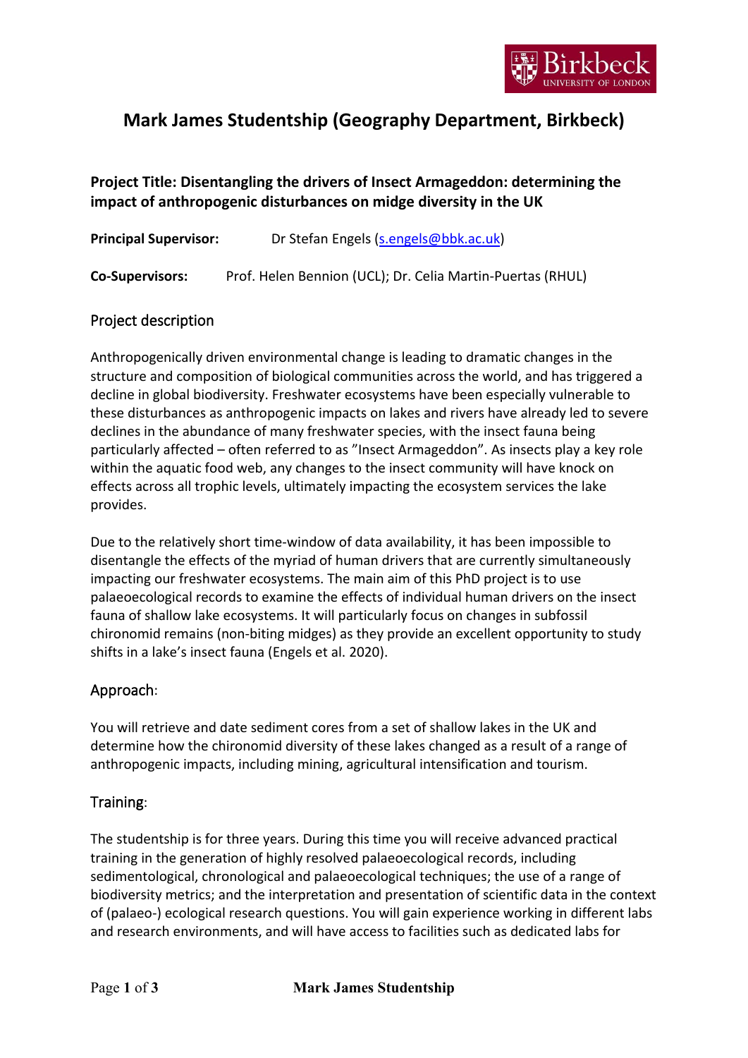# Mark James Studentship (Geography Department, Birkbeck)

**Project Title: Disentangling the drivers of Insect Armageddon: determining the impact of anthropogenic disturbances on midge diversity in the UK**

**Principal Supervisor:** Dr Stefan Engels (s.engels@bbk.ac.uk)

**Co-Supervisors:** Prof. Helen Bennion (UCL); Dr. Celia Martin-Puertas (RHUL)

## Project description

Anthropogenically driven environmental change is leading to dramatic changes in the structure and composition of biological communities across the world, and has triggered a decline in global biodiversity. Freshwater ecosystems have been especially vulnerable to these disturbances as anthropogenic impacts on lakes and rivers have already led to severe declines in the abundance of many freshwater species, with the insect fauna being particularly affected – often referred to as "Insect Armageddon". As insects play a key role within the aquatic food web, any changes to the insect community will have knock on effects across all trophic levels, ultimately impacting the ecosystem services the lake provides.

Due to the relatively short time-window of data availability, it has been impossible to disentangle the effects of the myriad of human drivers that are currently simultaneously impacting our freshwater ecosystems. The main aim of this PhD project is to use palaeoecological records to examine the effects of individual human drivers on the insect fauna of shallow lake ecosystems. It will particularly focus on changes in subfossil chironomid remains (non-biting midges) as they provide an excellent opportunity to study shifts in a lake's insect fauna (Engels et al. 2020).

## Approach:

You will retrieve and date sediment cores from a set of shallow lakes in the UK and determine how the chironomid diversity of these lakes changed as a result of a range of anthropogenic impacts, including mining, agricultural intensification and tourism.

## Training:

The studentship is for three years. During this time you will receive advanced practical training in the generation of highly resolved palaeoecological records, including sedimentological, chronological and palaeoecological techniques; the use of a range of biodiversity metrics; and the interpretation and presentation of scientific data in the context of (palaeo-) ecological research questions. You will gain experience working in different labs and research environments, and will have access to facilities such as dedicated labs for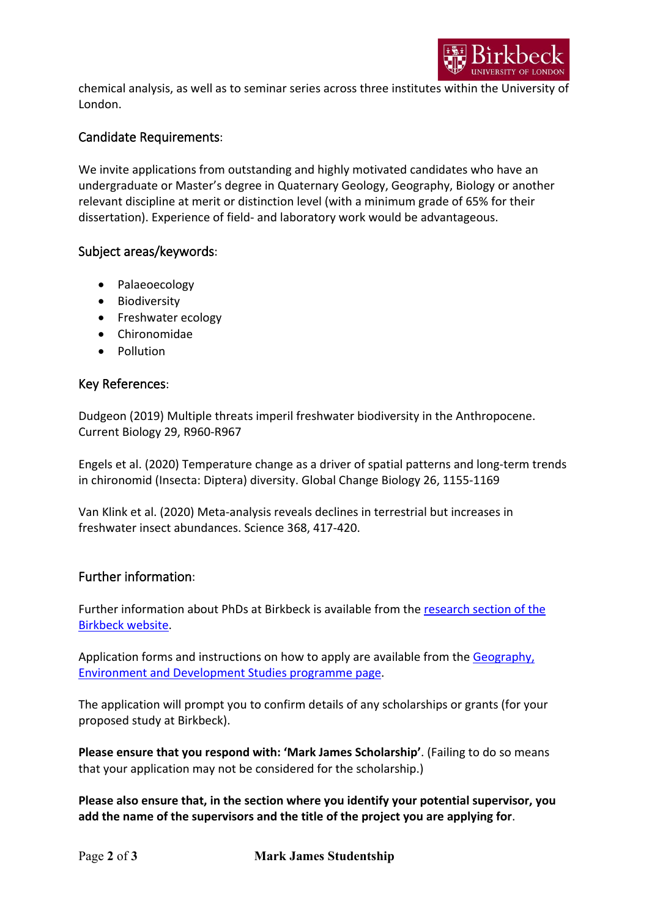chemical analysis, as well as to seminar series across three institutes within the University of London.

## Candidate Requirements:

We invite applications from outstanding and highly motivated candidates who have an undergraduate or Master's degree in Quaternary Geology, Geography, Biology or another relevant discipline at merit or distinction level (with a minimum grade of 65% for their dissertation). Experience of field- and laboratory work would be advantageous.

## Subject areas/keywords:

- Palaeoecology
- Biodiversity
- Freshwater ecology
- Chironomidae
- Pollution

## Key References:

Dudgeon (2019) Multiple threats imperil freshwater biodiversity in the Anthropocene. Current Biology 29, R960-R967

Engels et al. (2020) Temperature change as a driver of spatial patterns and long-term trends in chironomid (Insecta: Diptera) diversity. Global Change Biology 26, 1155-1169

Van Klink et al. (2020) Meta-analysis reveals declines in terrestrial but increases in freshwater insect abundances. Science 368, 417-420.

## Further information:

Further information about PhDs at Birkbeck is available from the research section of the Birkbeck website.

Application forms and instructions on how to apply are available from the Geography, Environment and Development Studies programme page.

The application will prompt you to confirm details of any scholarships or grants (for your proposed study at Birkbeck).

**Please ensure that you respond with: 'Mark James Scholarship'**. (Failing to do so means that your application may not be considered for the scholarship.)

**Please also ensure that, in the section where you identify your potential supervisor, you add the name of the supervisors and the title of the project you are applying for**.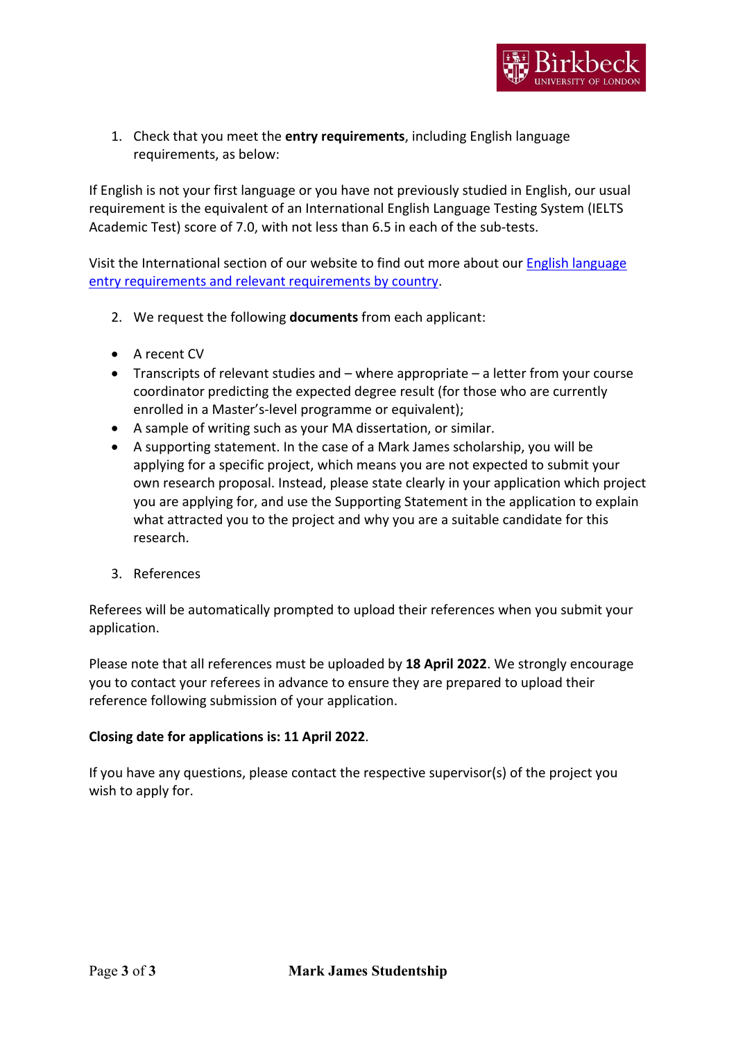1. Check that you meet the **entry requirements**, including English language requirements, as below:

If English is not your first language or you have not previously studied in English, our usual requirement is the equivalent of an International English Language Testing System (IELTS Academic Test) score of 7.0, with not less than 6.5 in each of the sub-tests.

Visit the International section of our website to find out more about our English language entry requirements and relevant requirements by country.

2. We request the following **documents** from each applicant:

- A recent CV
- Transcripts of relevant studies and – where appropriate – a letter from your course coordinator predicting the expected degree result (for those who are currently enrolled in a Master's-level programme or equivalent);
- A sample of writing such as your MA dissertation, or similar.
- A supporting statement. In the case of a Mark James scholarship, you will be applying for a specific project, which means you are not expected to submit your own research proposal. Instead, please state clearly in your application which project you are applying for, and use the Supporting Statement in the application to explain what attracted you to the project and why you are a suitable candidate for this research.

3. References

Referees will be automatically prompted to upload their references when you submit your application.

Please note that all references must be uploaded by **18 April 2022**. We strongly encourage you to contact your referees in advance to ensure they are prepared to upload their reference following submission of your application.

**Closing date for applications is: 11 April 2022**.

If you have any questions, please contact the respective supervisor(s) of the project you wish to apply for.